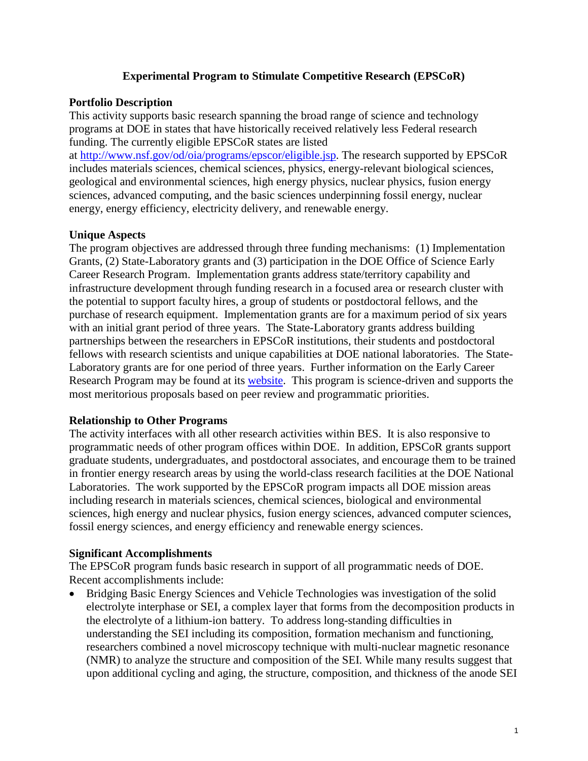# Experimental Program to Stimulate Competitive Research (EPSCoR)

## Portfolio Description

This activity supports basic research spanning the broad range of science and technology programs at DOE in states that have historically received relatively less Federal research funding. The currently eligible EPSCoR states are listed at [http://www.nsf.gov/od/oia/programs/epscor/eligible.jsp](http://www.nsf.gov/od/oia/programs/epscor/eligible.jsp). The research supported by EPSCoR includes materials sciences, chemical sciences, physics, energy-relevant biological sciences, geological and environmental sciences, high energy physics, nuclear physics, fusion energy sciences, advanced computing, and the basic sciences underpinning fossil energy, nuclear energy, energy efficiency, electricity delivery, and renewable energy.

## Unique Aspects

The program objectives are addressed through three funding mechanisms: (1) Implementation Grants, (2) State-Laboratory grants and (3) participation in the DOE Office of Science Early Career Research Program. Implementation grants address state/territory capability and infrastructure development through funding research in a focused area or research cluster with the potential to support faculty hires, a group of students or postdoctoral fellows, and the purchase of research equipment. Implementation grants are for a maximum period of six years with an initial grant period of three years. The State-Laboratory grants address building partnerships between the researchers in EPSCoR institutions, their students and postdoctoral fellows with research scientists and unique capabilities at DOE national laboratories. The State-Laboratory grants are for one period of three years. Further information on the Early Career Research Program may be found at its [website](). This program is science-driven and supports the most meritorious proposals based on peer review and programmatic priorities.

## Relationship to Other Programs

The activity interfaces with all other research activities within BES. It is also responsive to programmatic needs of other program offices within DOE. In addition, EPSCoR grants support graduate students, undergraduates, and postdoctoral associates, and encourage them to be trained in frontier energy research areas by using the world-class research facilities at the DOE National Laboratories. The work supported by the EPSCoR program impacts all DOE mission areas including research in materials sciences, chemical sciences, biological and environmental sciences, high energy and nuclear physics, fusion energy sciences, advanced computer sciences, fossil energy sciences, and energy efficiency and renewable energy sciences.

## Significant Accomplishments

The EPSCoR program funds basic research in support of all programmatic needs of DOE. Recent accomplishments include:

- Bridging Basic Energy Sciences and Vehicle Technologies was investigation of the solid electrolyte interphase or SEI, a complex layer that forms from the decomposition products in the electrolyte of a lithium-ion battery. To address long-standing difficulties in understanding the SEI including its composition, formation mechanism and functioning, researchers combined a novel microscopy technique with multi-nuclear magnetic resonance (NMR) to analyze the structure and composition of the SEI. While many results suggest that upon additional cycling and aging, the structure, composition, and thickness of the anode SEI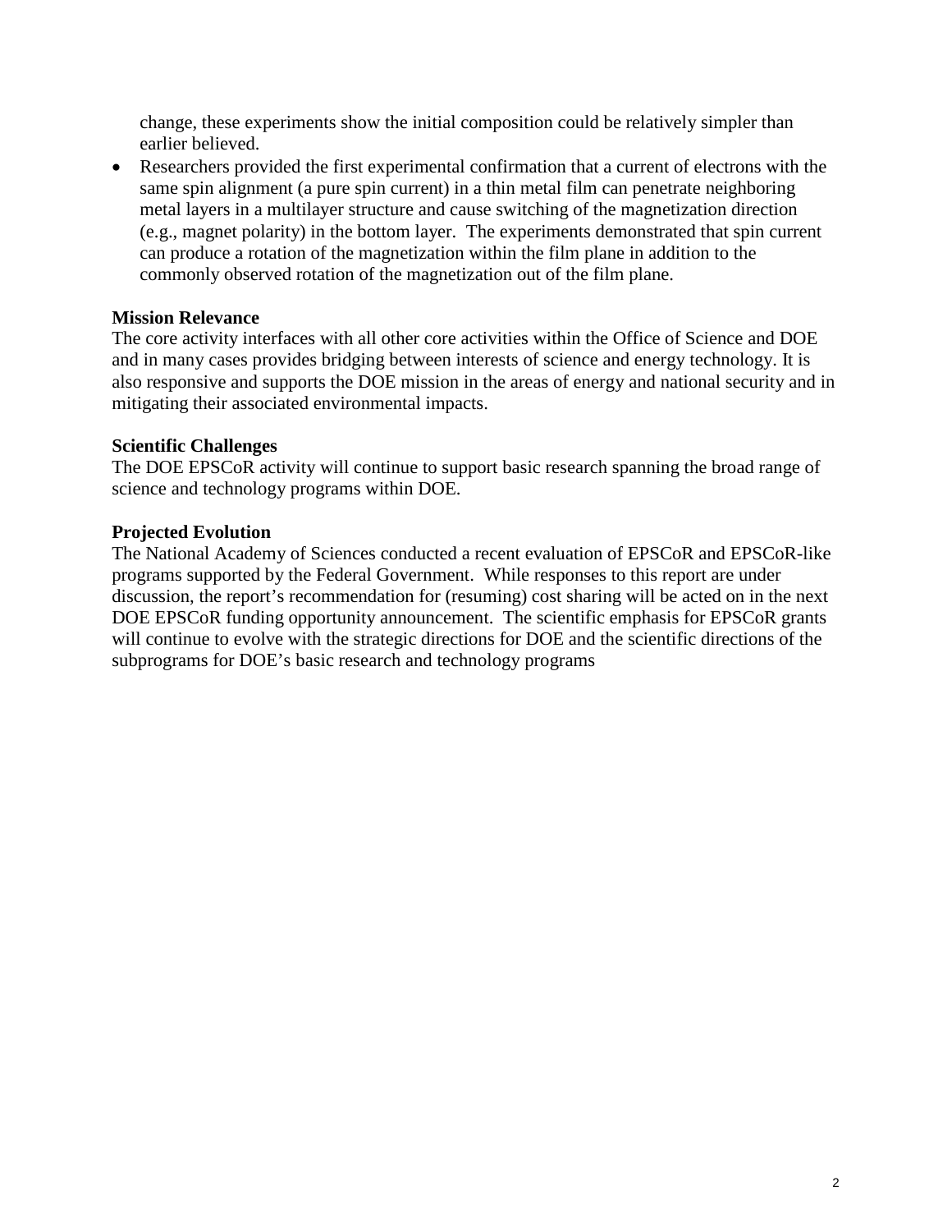change, these experiments show the initial composition could be relatively simpler than earlier believed.

- Researchers provided the first experimental confirmation that a current of electrons with the same spin alignment (a pure spin current) in a thin metal film can penetrate neighboring metal layers in a multilayer structure and cause switching of the magnetization direction (e.g., magnet polarity) in the bottom layer. The experiments demonstrated that spin current can produce a rotation of the magnetization within the film plane in addition to the commonly observed rotation of the magnetization out of the film plane.

**Mission Relevance**

The core activity interfaces with all other core activities within the Office of Science and DOE and in many cases provides bridging between interests of science and energy technology. It is also responsive and supports the DOE mission in the areas of energy and national security and in mitigating their associated environmental impacts.

**Scientific Challenges**

The DOE EPSCoR activity will continue to support basic research spanning the broad range of science and technology programs within DOE.

**Projected Evolution**

The National Academy of Sciences conducted a recent evaluation of EPSCoR and EPSCoR-like programs supported by the Federal Government. While responses to this report are under discussion, the report's recommendation for (resuming) cost sharing will be acted on in the next DOE EPSCoR funding opportunity announcement. The scientific emphasis for EPSCoR grants will continue to evolve with the strategic directions for DOE and the scientific directions of the subprograms for DOE's basic research and technology programs